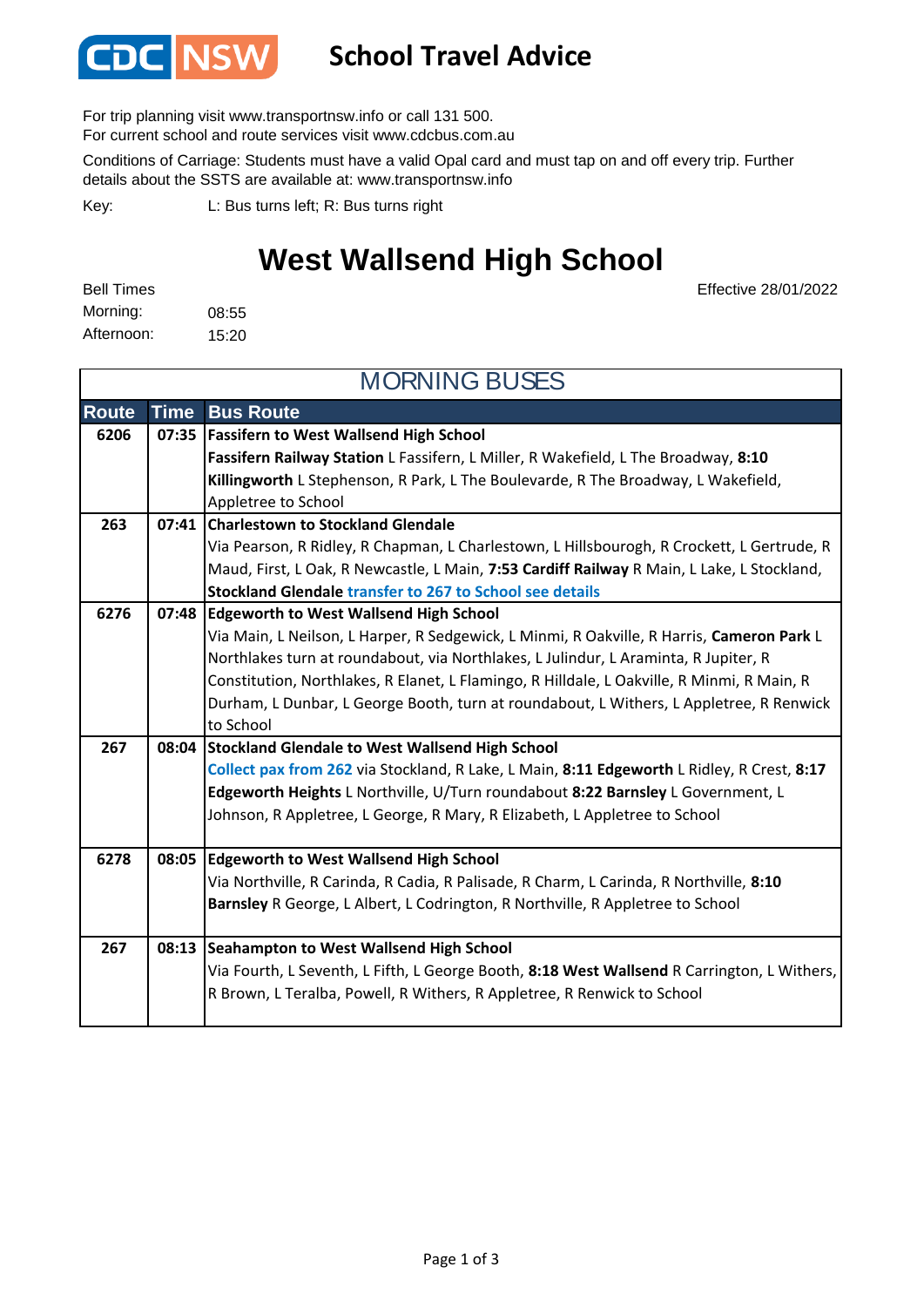# School Travel Advice

For trip planning visit www.transportnsw.info or call 131 500.
For current school and route services visit www.cdcbus.com.au

Conditions of Carriage: Students must have a valid Opal card and must tap on and off every trip. Further details about the SSTS are available at: www.transportnsw.info

Key: L: Bus turns left; R: Bus turns right

## West Wallsend High School

Effective 28/01/2022

Bell Times
Morning: 08:55
Afternoon: 15:20

### MORNING BUSES

| Route | Time | Bus Route |
|---|---|---|
| 6206 | 07:35 | **Fassifern to West Wallsend High School**<br>**Fassifern Railway Station** L Fassifern, L Miller, R Wakefield, L The Broadway, **8:10 Killingworth** L Stephenson, R Park, L The Boulevarde, R The Broadway, L Wakefield, Appletree to School |
| 263 | 07:41 | **Charlestown to Stockland Glendale**<br>Via Pearson, R Ridley, R Chapman, L Charlestown, L Hillsbourogh, R Crockett, L Gertrude, R Maud, First, L Oak, R Newcastle, L Main, **7:53 Cardiff Railway** R Main, L Lake, L Stockland, **Stockland Glendale** transfer to 267 to School see details |
| 6276 | 07:48 | **Edgeworth to West Wallsend High School**<br>Via Main, L Neilson, L Harper, R Sedgewick, L Minmi, R Oakville, R Harris, **Cameron Park** L Northlakes turn at roundabout, via Northlakes, L Julindur, L Araminta, R Jupiter, R Constitution, Northlakes, R Elanet, L Flamingo, R Hilldale, L Oakville, R Minmi, R Main, R Durham, L Dunbar, L George Booth, turn at roundabout, L Withers, L Appletree, R Renwick to School |
| 267 | 08:04 | **Stockland Glendale to West Wallsend High School**<br>Collect pax from 262 via Stockland, R Lake, L Main, **8:11 Edgeworth** L Ridley, R Crest, **8:17 Edgeworth Heights** L Northville, U/Turn roundabout **8:22 Barnsley** L Government, L Johnson, R Appletree, L George, R Mary, R Elizabeth, L Appletree to School |
| 6278 | 08:05 | **Edgeworth to West Wallsend High School**<br>Via Northville, R Carinda, R Cadia, R Palisade, R Charm, L Carinda, R Northville, **8:10 Barnsley** R George, L Albert, L Codrington, R Northville, R Appletree to School |
| 267 | 08:13 | **Seahampton to West Wallsend High School**<br>Via Fourth, L Seventh, L Fifth, L George Booth, **8:18 West Wallsend** R Carrington, L Withers, R Brown, L Teralba, Powell, R Withers, R Appletree, R Renwick to School |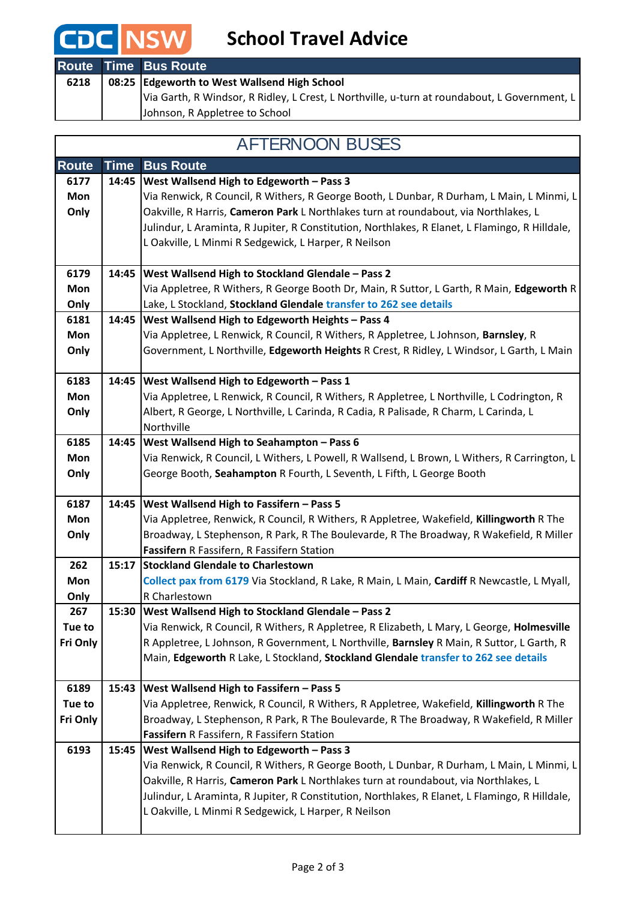# CDC NSW School Travel Advice

| Route | Time | Bus Route |
|---|---|---|
| 6218 | 08:25 | **Edgeworth to West Wallsend High School**<br>Via Garth, R Windsor, R Ridley, L Crest, L Northville, u-turn at roundabout, L Government, L Johnson, R Appletree to School |

## AFTERNOON BUSES

| Route | Time | Bus Route |
|---|---|---|
| 6177 Mon Only | 14:45 | **West Wallsend High to Edgeworth – Pass 3**<br>Via Renwick, R Council, R Withers, R George Booth, L Dunbar, R Durham, L Main, L Minmi, L Oakville, R Harris, **Cameron Park** L Northlakes turn at roundabout, via Northlakes, L Julindur, L Araminta, R Jupiter, R Constitution, Northlakes, R Elanet, L Flamingo, R Hilldale, L Oakville, L Minmi R Sedgewick, L Harper, R Neilson |
| 6179 Mon Only | 14:45 | **West Wallsend High to Stockland Glendale – Pass 2**<br>Via Appletree, R Withers, R George Booth Dr, Main, R Suttor, L Garth, R Main, **Edgeworth** R Lake, L Stockland, **Stockland Glendale** transfer to 262 see details |
| 6181 Mon Only | 14:45 | **West Wallsend High to Edgeworth Heights – Pass 4**<br>Via Appletree, L Renwick, R Council, R Withers, R Appletree, L Johnson, **Barnsley**, R Government, L Northville, **Edgeworth Heights** R Crest, R Ridley, L Windsor, L Garth, L Main |
| 6183 Mon Only | 14:45 | **West Wallsend High to Edgeworth – Pass 1**<br>Via Appletree, L Renwick, R Council, R Withers, R Appletree, L Northville, L Codrington, R Albert, R George, L Northville, L Carinda, R Cadia, R Palisade, R Charm, L Carinda, L Northville |
| 6185 Mon Only | 14:45 | **West Wallsend High to Seahampton – Pass 6**<br>Via Renwick, R Council, L Withers, L Powell, R Wallsend, L Brown, L Withers, R Carrington, L George Booth, **Seahampton** R Fourth, L Seventh, L Fifth, L George Booth |
| 6187 Mon Only | 14:45 | **West Wallsend High to Fassifern – Pass 5**<br>Via Appletree, Renwick, R Council, R Withers, R Appletree, Wakefield, **Killingworth** R The Broadway, L Stephenson, R Park, R The Boulevarde, R The Broadway, R Wakefield, R Miller **Fassifern** R Fassifern, R Fassifern Station |
| 262 Mon Only | 15:17 | **Stockland Glendale to Charlestown**<br>Collect pax from 6179 Via Stockland, R Lake, R Main, L Main, **Cardiff** R Newcastle, L Myall, R Charlestown |
| 267 Tue to Fri Only | 15:30 | **West Wallsend High to Stockland Glendale – Pass 2**<br>Via Renwick, R Council, R Withers, R Appletree, R Elizabeth, L Mary, L George, **Holmesville** R Appletree, L Johnson, R Government, L Northville, **Barnsley** R Main, R Suttor, L Garth, R Main, **Edgeworth** R Lake, L Stockland, **Stockland Glendale** transfer to 262 see details |
| 6189 Tue to Fri Only | 15:43 | **West Wallsend High to Fassifern – Pass 5**<br>Via Appletree, Renwick, R Council, R Withers, R Appletree, Wakefield, **Killingworth** R The Broadway, L Stephenson, R Park, R The Boulevarde, R The Broadway, R Wakefield, R Miller **Fassifern** R Fassifern, R Fassifern Station |
| 6193 | 15:45 | **West Wallsend High to Edgeworth – Pass 3**<br>Via Renwick, R Council, R Withers, R George Booth, L Dunbar, R Durham, L Main, L Minmi, L Oakville, R Harris, **Cameron Park** L Northlakes turn at roundabout, via Northlakes, L Julindur, L Araminta, R Jupiter, R Constitution, Northlakes, R Elanet, L Flamingo, R Hilldale, L Oakville, L Minmi R Sedgewick, L Harper, R Neilson |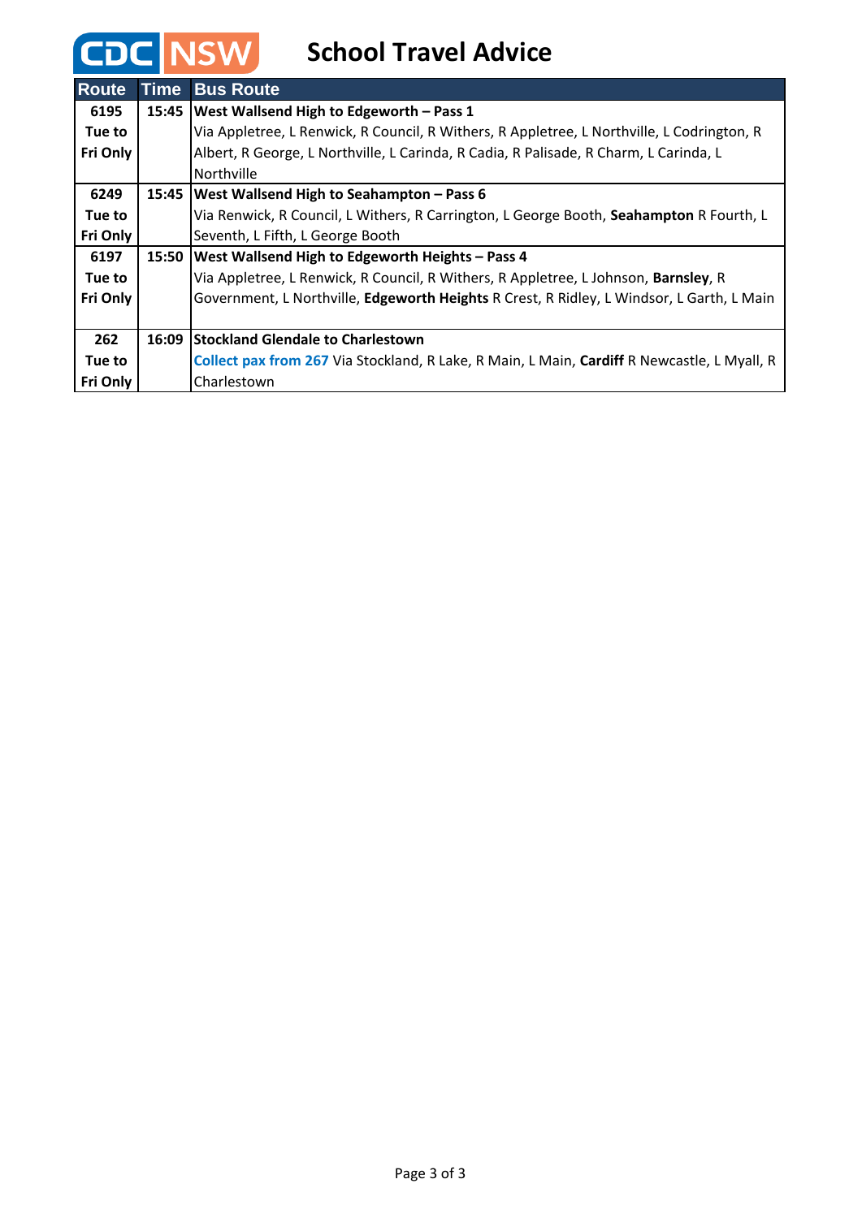# School Travel Advice

| Route | Time | Bus Route |
|---|---|---|
| 6195 Tue to Fri Only | 15:45 | **West Wallsend High to Edgeworth – Pass 1** Via Appletree, L Renwick, R Council, R Withers, R Appletree, L Northville, L Codrington, R Albert, R George, L Northville, L Carinda, R Cadia, R Palisade, R Charm, L Carinda, L Northville |
| 6249 Tue to Fri Only | 15:45 | **West Wallsend High to Seahampton – Pass 6** Via Renwick, R Council, L Withers, R Carrington, L George Booth, **Seahampton** R Fourth, L Seventh, L Fifth, L George Booth |
| 6197 Tue to Fri Only | 15:50 | **West Wallsend High to Edgeworth Heights – Pass 4** Via Appletree, L Renwick, R Council, R Withers, R Appletree, L Johnson, **Barnsley**, R Government, L Northville, **Edgeworth Heights** R Crest, R Ridley, L Windsor, L Garth, L Main |
| 262 Tue to Fri Only | 16:09 | **Stockland Glendale to Charlestown** **Collect pax from 267** Via Stockland, R Lake, R Main, L Main, **Cardiff** R Newcastle, L Myall, R Charlestown |